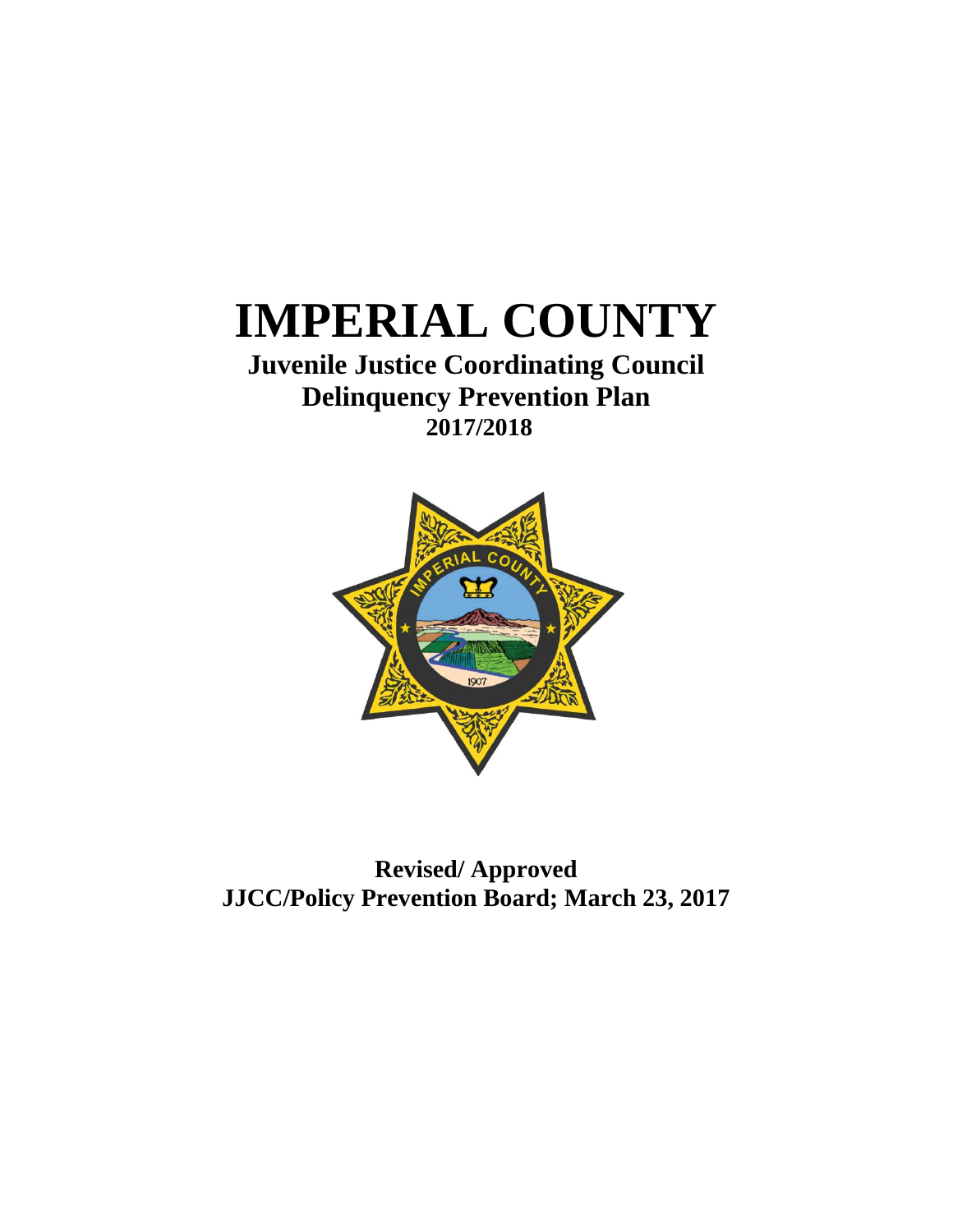# IMPERIAL COUNTY

## Juvenile Justice Coordinating Council
## Delinquency Prevention Plan
### 2017/2018

**Revised/ Approved**
**JJCC/Policy Prevention Board; March 23, 2017**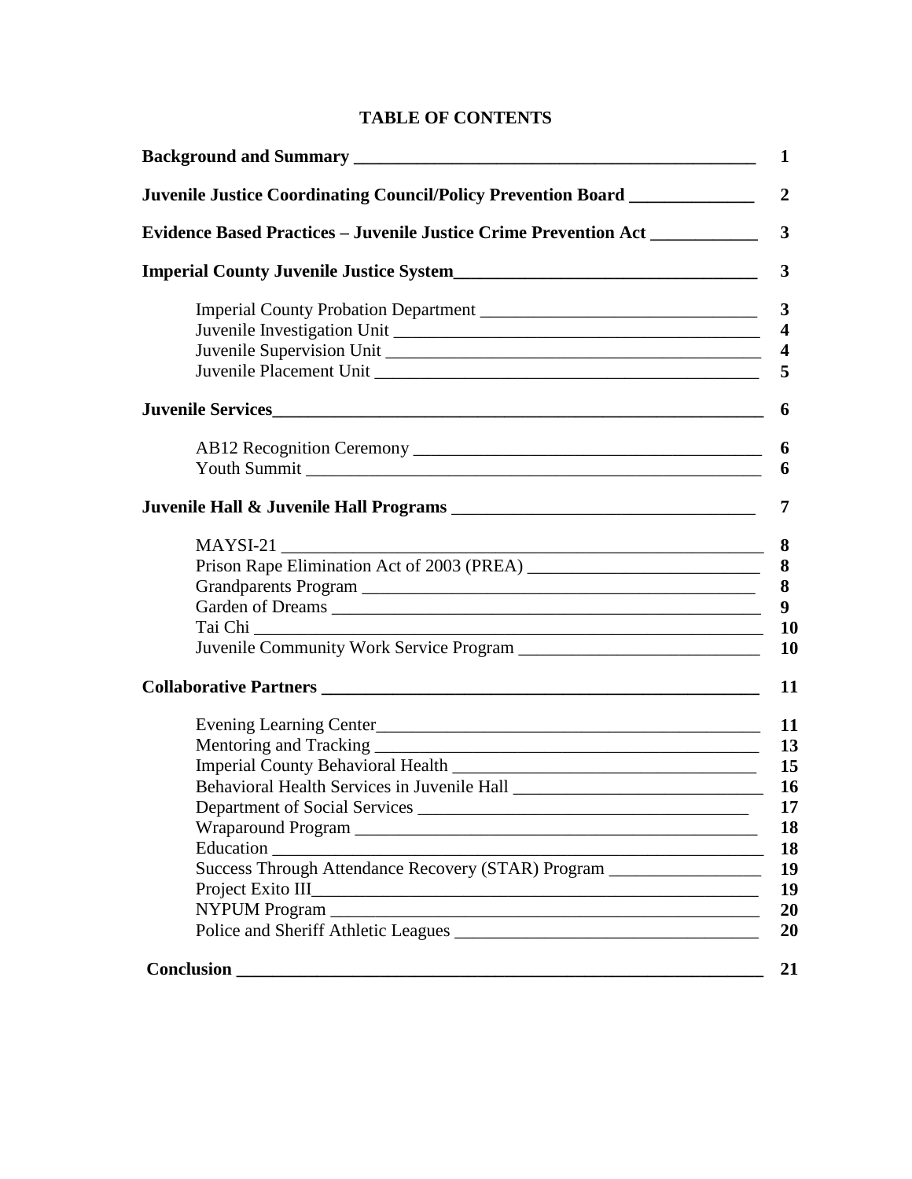# TABLE OF CONTENTS

| | |
|---|---|
| **Background and Summary** | **1** |
| **Juvenile Justice Coordinating Council/Policy Prevention Board** | **2** |
| **Evidence Based Practices – Juvenile Justice Crime Prevention Act** | **3** |
| **Imperial County Juvenile Justice System** | **3** |
| Imperial County Probation Department | **3** |
| Juvenile Investigation Unit | **4** |
| Juvenile Supervision Unit | **4** |
| Juvenile Placement Unit | **5** |
| **Juvenile Services** | **6** |
| AB12 Recognition Ceremony | **6** |
| Youth Summit | **6** |
| **Juvenile Hall & Juvenile Hall Programs** | **7** |
| MAYSI-21 | **8** |
| Prison Rape Elimination Act of 2003 (PREA) | **8** |
| Grandparents Program | **8** |
| Garden of Dreams | **9** |
| Tai Chi | **10** |
| Juvenile Community Work Service Program | **10** |
| **Collaborative Partners** | **11** |
| Evening Learning Center | **11** |
| Mentoring and Tracking | **13** |
| Imperial County Behavioral Health | **15** |
| Behavioral Health Services in Juvenile Hall | **16** |
| Department of Social Services | **17** |
| Wraparound Program | **18** |
| Education | **18** |
| Success Through Attendance Recovery (STAR) Program | **19** |
| Project Exito III | **19** |
| NYPUM Program | **20** |
| Police and Sheriff Athletic Leagues | **20** |
| **Conclusion** | **21** |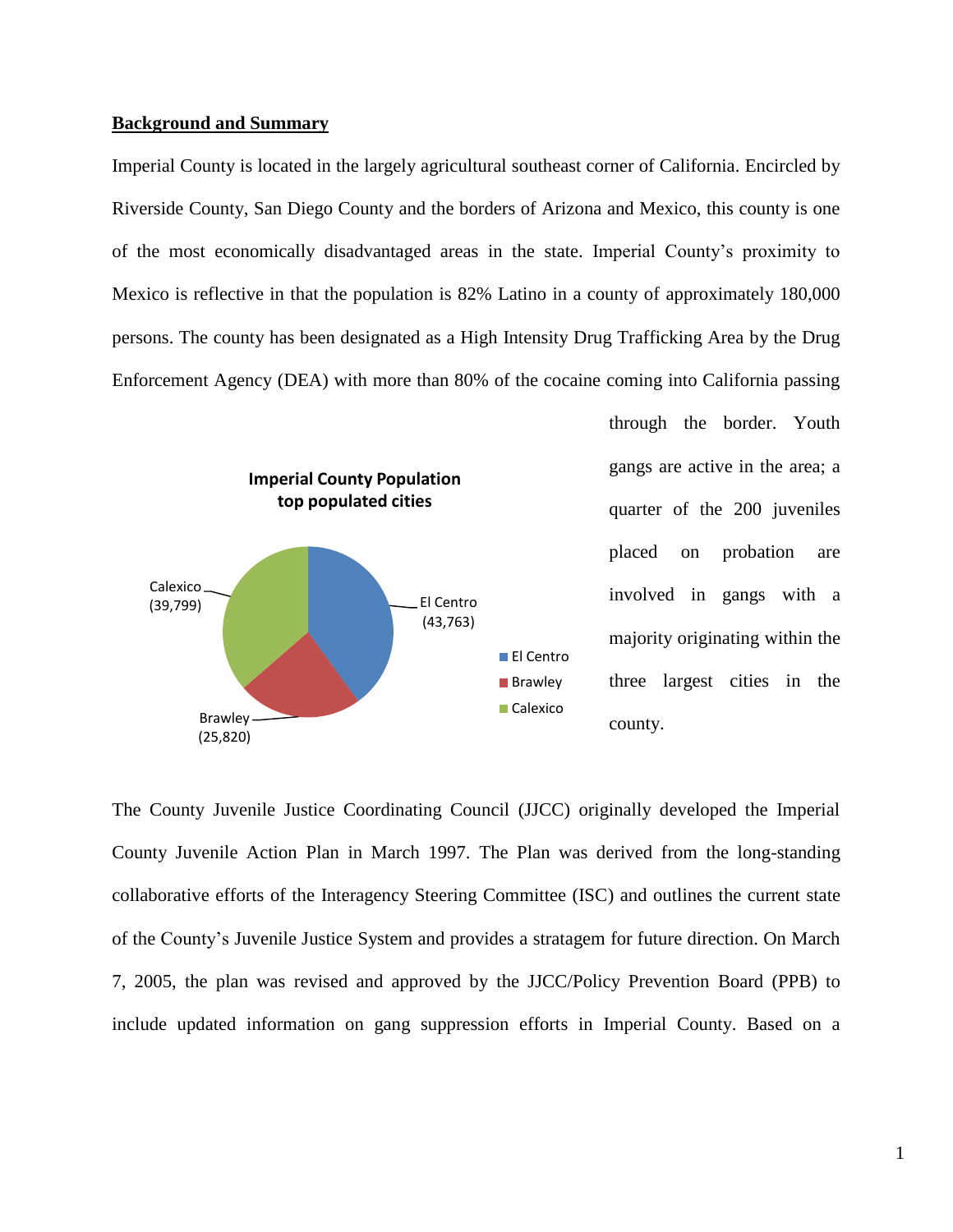## Background and Summary

Imperial County is located in the largely agricultural southeast corner of California. Encircled by Riverside County, San Diego County and the borders of Arizona and Mexico, this county is one of the most economically disadvantaged areas in the state. Imperial County's proximity to Mexico is reflective in that the population is 82% Latino in a county of approximately 180,000 persons. The county has been designated as a High Intensity Drug Trafficking Area by the Drug Enforcement Agency (DEA) with more than 80% of the cocaine coming into California passing through the border. Youth gangs are active in the area; a quarter of the 200 juveniles placed on probation are involved in gangs with a majority originating within the three largest cities in the county.

**Imperial County Population top populated cities**

- El Centro (43,763)
- Brawley (25,820)
- Calexico (39,799)

The County Juvenile Justice Coordinating Council (JJCC) originally developed the Imperial County Juvenile Action Plan in March 1997. The Plan was derived from the long-standing collaborative efforts of the Interagency Steering Committee (ISC) and outlines the current state of the County's Juvenile Justice System and provides a stratagem for future direction. On March 7, 2005, the plan was revised and approved by the JJCC/Policy Prevention Board (PPB) to include updated information on gang suppression efforts in Imperial County. Based on a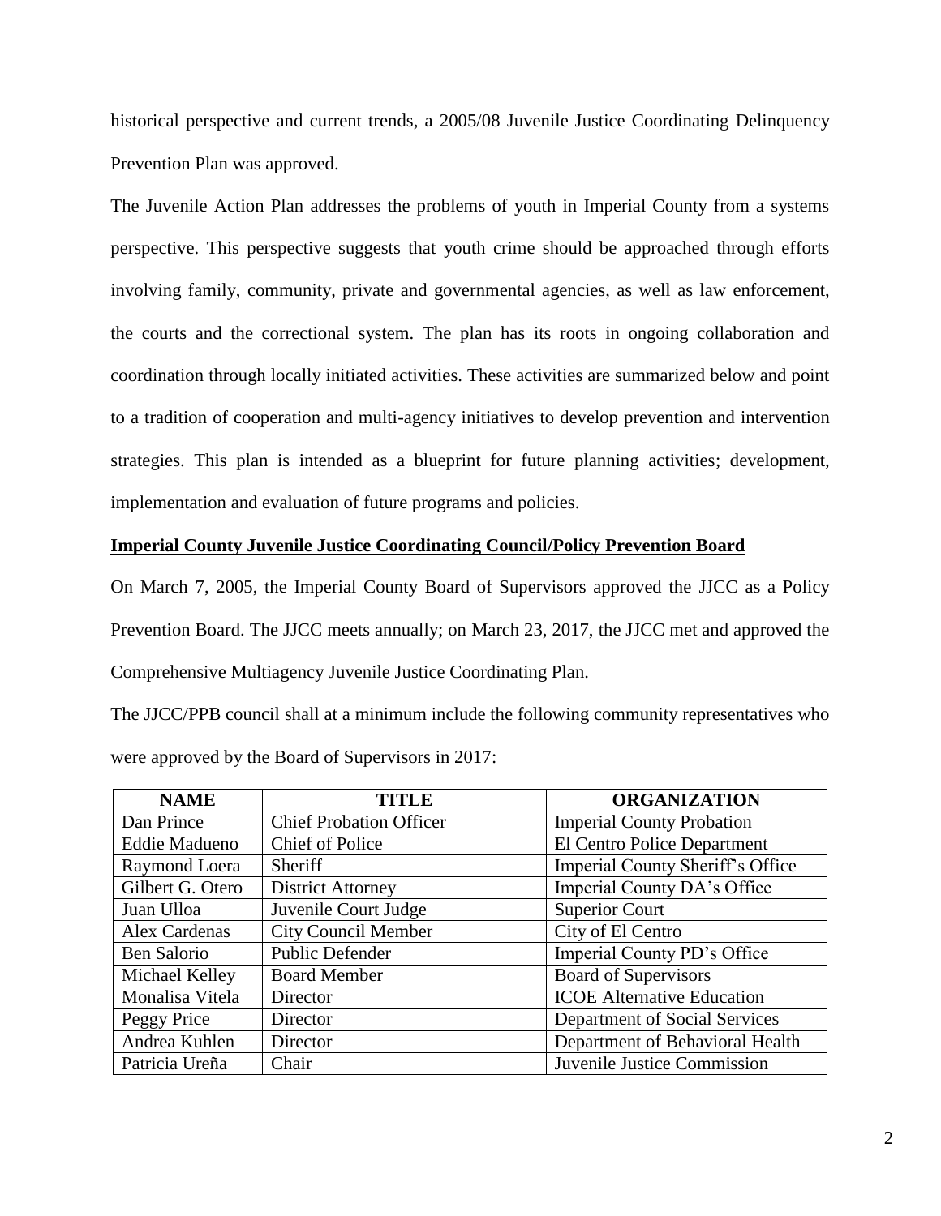historical perspective and current trends, a 2005/08 Juvenile Justice Coordinating Delinquency Prevention Plan was approved.

The Juvenile Action Plan addresses the problems of youth in Imperial County from a systems perspective. This perspective suggests that youth crime should be approached through efforts involving family, community, private and governmental agencies, as well as law enforcement, the courts and the correctional system. The plan has its roots in ongoing collaboration and coordination through locally initiated activities. These activities are summarized below and point to a tradition of cooperation and multi-agency initiatives to develop prevention and intervention strategies. This plan is intended as a blueprint for future planning activities; development, implementation and evaluation of future programs and policies.

**Imperial County Juvenile Justice Coordinating Council/Policy Prevention Board**

On March 7, 2005, the Imperial County Board of Supervisors approved the JJCC as a Policy Prevention Board. The JJCC meets annually; on March 23, 2017, the JJCC met and approved the Comprehensive Multiagency Juvenile Justice Coordinating Plan.

The JJCC/PPB council shall at a minimum include the following community representatives who were approved by the Board of Supervisors in 2017:

| NAME | TITLE | ORGANIZATION |
|---|---|---|
| Dan Prince | Chief Probation Officer | Imperial County Probation |
| Eddie Madueno | Chief of Police | El Centro Police Department |
| Raymond Loera | Sheriff | Imperial County Sheriff's Office |
| Gilbert G. Otero | District Attorney | Imperial County DA's Office |
| Juan Ulloa | Juvenile Court Judge | Superior Court |
| Alex Cardenas | City Council Member | City of El Centro |
| Ben Salorio | Public Defender | Imperial County PD's Office |
| Michael Kelley | Board Member | Board of Supervisors |
| Monalisa Vitela | Director | ICOE Alternative Education |
| Peggy Price | Director | Department of Social Services |
| Andrea Kuhlen | Director | Department of Behavioral Health |
| Patricia Ureña | Chair | Juvenile Justice Commission |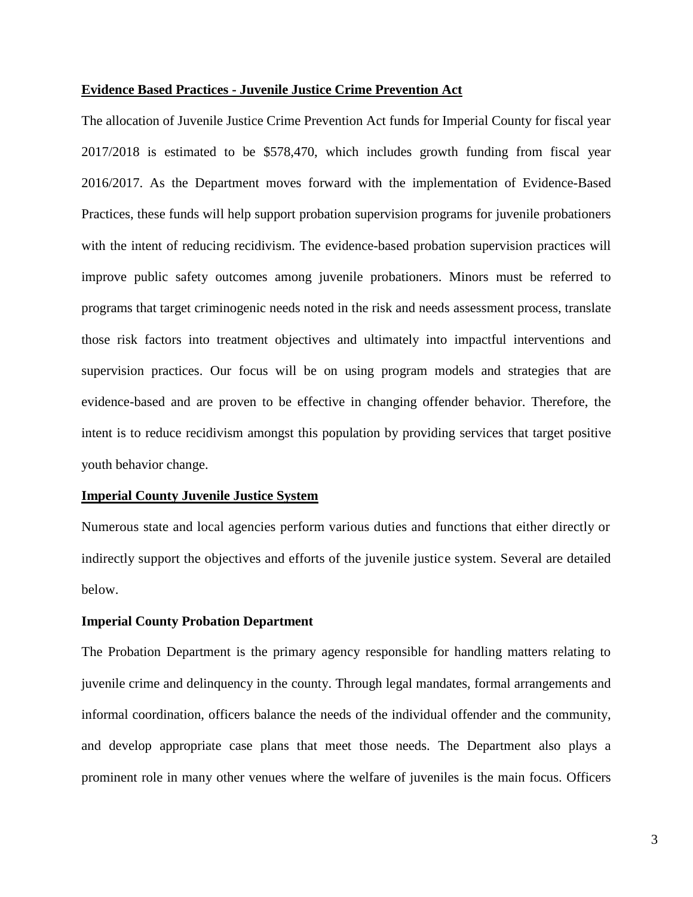**Evidence Based Practices - Juvenile Justice Crime Prevention Act**

The allocation of Juvenile Justice Crime Prevention Act funds for Imperial County for fiscal year 2017/2018 is estimated to be $578,470, which includes growth funding from fiscal year 2016/2017. As the Department moves forward with the implementation of Evidence-Based Practices, these funds will help support probation supervision programs for juvenile probationers with the intent of reducing recidivism. The evidence-based probation supervision practices will improve public safety outcomes among juvenile probationers. Minors must be referred to programs that target criminogenic needs noted in the risk and needs assessment process, translate those risk factors into treatment objectives and ultimately into impactful interventions and supervision practices. Our focus will be on using program models and strategies that are evidence-based and are proven to be effective in changing offender behavior. Therefore, the intent is to reduce recidivism amongst this population by providing services that target positive youth behavior change.

**Imperial County Juvenile Justice System**

Numerous state and local agencies perform various duties and functions that either directly or indirectly support the objectives and efforts of the juvenile justice system. Several are detailed below.

**Imperial County Probation Department**

The Probation Department is the primary agency responsible for handling matters relating to juvenile crime and delinquency in the county. Through legal mandates, formal arrangements and informal coordination, officers balance the needs of the individual offender and the community, and develop appropriate case plans that meet those needs. The Department also plays a prominent role in many other venues where the welfare of juveniles is the main focus. Officers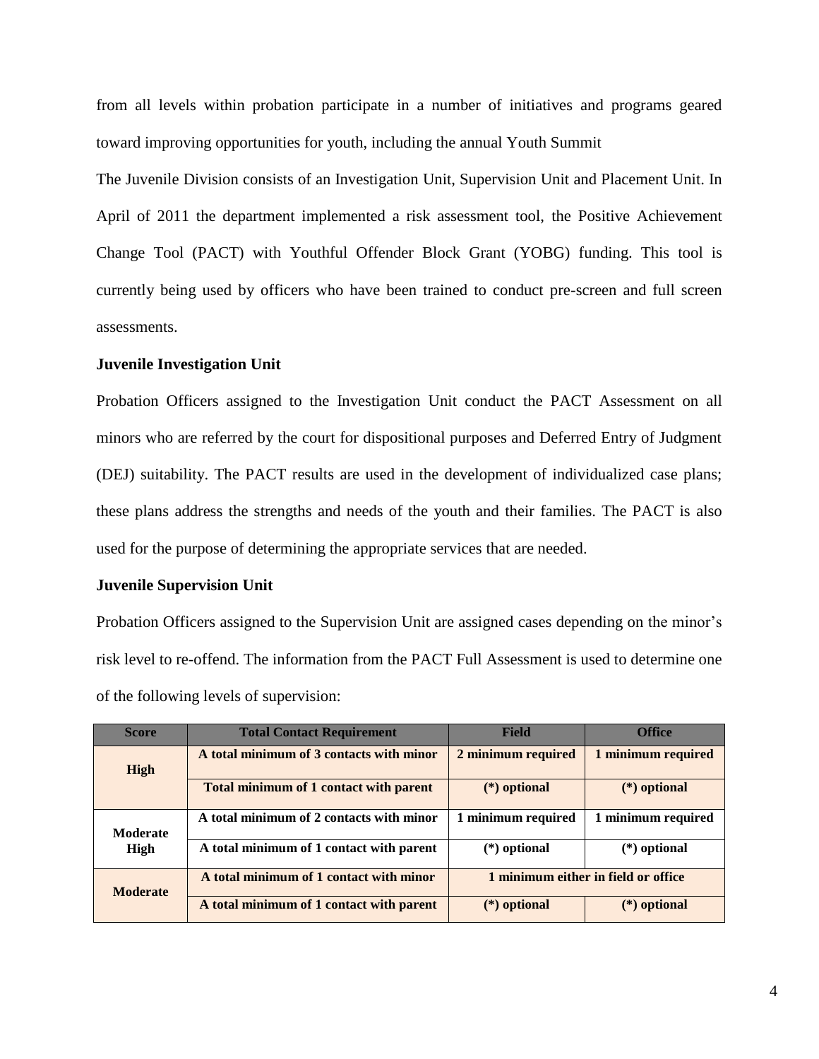from all levels within probation participate in a number of initiatives and programs geared toward improving opportunities for youth, including the annual Youth Summit

The Juvenile Division consists of an Investigation Unit, Supervision Unit and Placement Unit. In April of 2011 the department implemented a risk assessment tool, the Positive Achievement Change Tool (PACT) with Youthful Offender Block Grant (YOBG) funding. This tool is currently being used by officers who have been trained to conduct pre-screen and full screen assessments.

**Juvenile Investigation Unit**

Probation Officers assigned to the Investigation Unit conduct the PACT Assessment on all minors who are referred by the court for dispositional purposes and Deferred Entry of Judgment (DEJ) suitability. The PACT results are used in the development of individualized case plans; these plans address the strengths and needs of the youth and their families. The PACT is also used for the purpose of determining the appropriate services that are needed.

**Juvenile Supervision Unit**

Probation Officers assigned to the Supervision Unit are assigned cases depending on the minor's risk level to re-offend. The information from the PACT Full Assessment is used to determine one of the following levels of supervision:

| Score | Total Contact Requirement | Field | Office |
|---|---|---|---|
| **High** | **A total minimum of 3 contacts with minor** | **2 minimum required** | **1 minimum required** |
| | **Total minimum of 1 contact with parent** | **(*) optional** | **(*) optional** |
| **Moderate High** | **A total minimum of 2 contacts with minor** | **1 minimum required** | **1 minimum required** |
| | **A total minimum of 1 contact with parent** | **(*) optional** | **(*) optional** |
| **Moderate** | **A total minimum of 1 contact with minor** | **1 minimum either in field or office** | |
| | **A total minimum of 1 contact with parent** | **(*) optional** | **(*) optional** |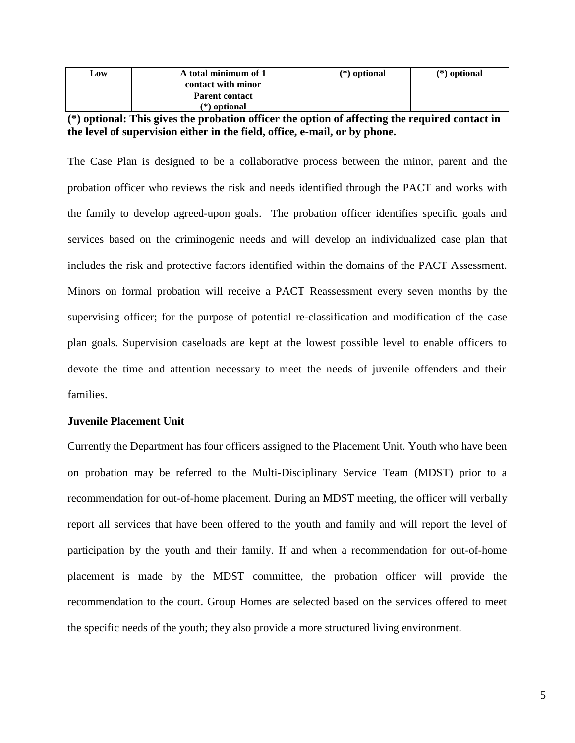| Low | A total minimum of 1 contact with minor | (*) optional | (*) optional |
|---|---|---|---|
| | Parent contact (*) optional | | |

**(*) optional: This gives the probation officer the option of affecting the required contact in the level of supervision either in the field, office, e-mail, or by phone.**

The Case Plan is designed to be a collaborative process between the minor, parent and the probation officer who reviews the risk and needs identified through the PACT and works with the family to develop agreed-upon goals. The probation officer identifies specific goals and services based on the criminogenic needs and will develop an individualized case plan that includes the risk and protective factors identified within the domains of the PACT Assessment. Minors on formal probation will receive a PACT Reassessment every seven months by the supervising officer; for the purpose of potential re-classification and modification of the case plan goals. Supervision caseloads are kept at the lowest possible level to enable officers to devote the time and attention necessary to meet the needs of juvenile offenders and their families.

**Juvenile Placement Unit**

Currently the Department has four officers assigned to the Placement Unit. Youth who have been on probation may be referred to the Multi-Disciplinary Service Team (MDST) prior to a recommendation for out-of-home placement. During an MDST meeting, the officer will verbally report all services that have been offered to the youth and family and will report the level of participation by the youth and their family. If and when a recommendation for out-of-home placement is made by the MDST committee, the probation officer will provide the recommendation to the court. Group Homes are selected based on the services offered to meet the specific needs of the youth; they also provide a more structured living environment.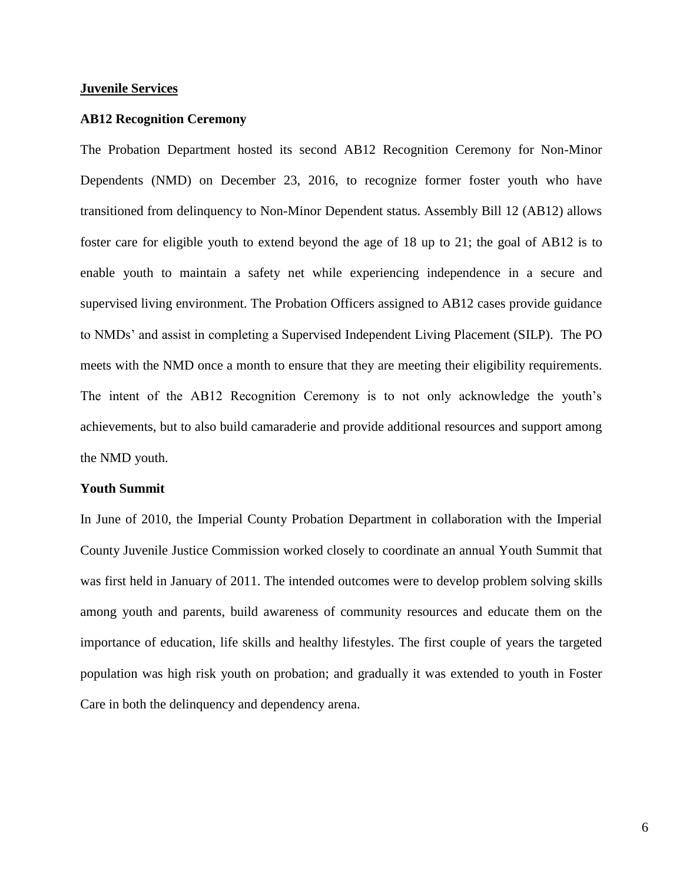## Juvenile Services

### AB12 Recognition Ceremony

The Probation Department hosted its second AB12 Recognition Ceremony for Non-Minor Dependents (NMD) on December 23, 2016, to recognize former foster youth who have transitioned from delinquency to Non-Minor Dependent status. Assembly Bill 12 (AB12) allows foster care for eligible youth to extend beyond the age of 18 up to 21; the goal of AB12 is to enable youth to maintain a safety net while experiencing independence in a secure and supervised living environment. The Probation Officers assigned to AB12 cases provide guidance to NMDs' and assist in completing a Supervised Independent Living Placement (SILP). The PO meets with the NMD once a month to ensure that they are meeting their eligibility requirements. The intent of the AB12 Recognition Ceremony is to not only acknowledge the youth's achievements, but to also build camaraderie and provide additional resources and support among the NMD youth.

### Youth Summit

In June of 2010, the Imperial County Probation Department in collaboration with the Imperial County Juvenile Justice Commission worked closely to coordinate an annual Youth Summit that was first held in January of 2011. The intended outcomes were to develop problem solving skills among youth and parents, build awareness of community resources and educate them on the importance of education, life skills and healthy lifestyles. The first couple of years the targeted population was high risk youth on probation; and gradually it was extended to youth in Foster Care in both the delinquency and dependency arena.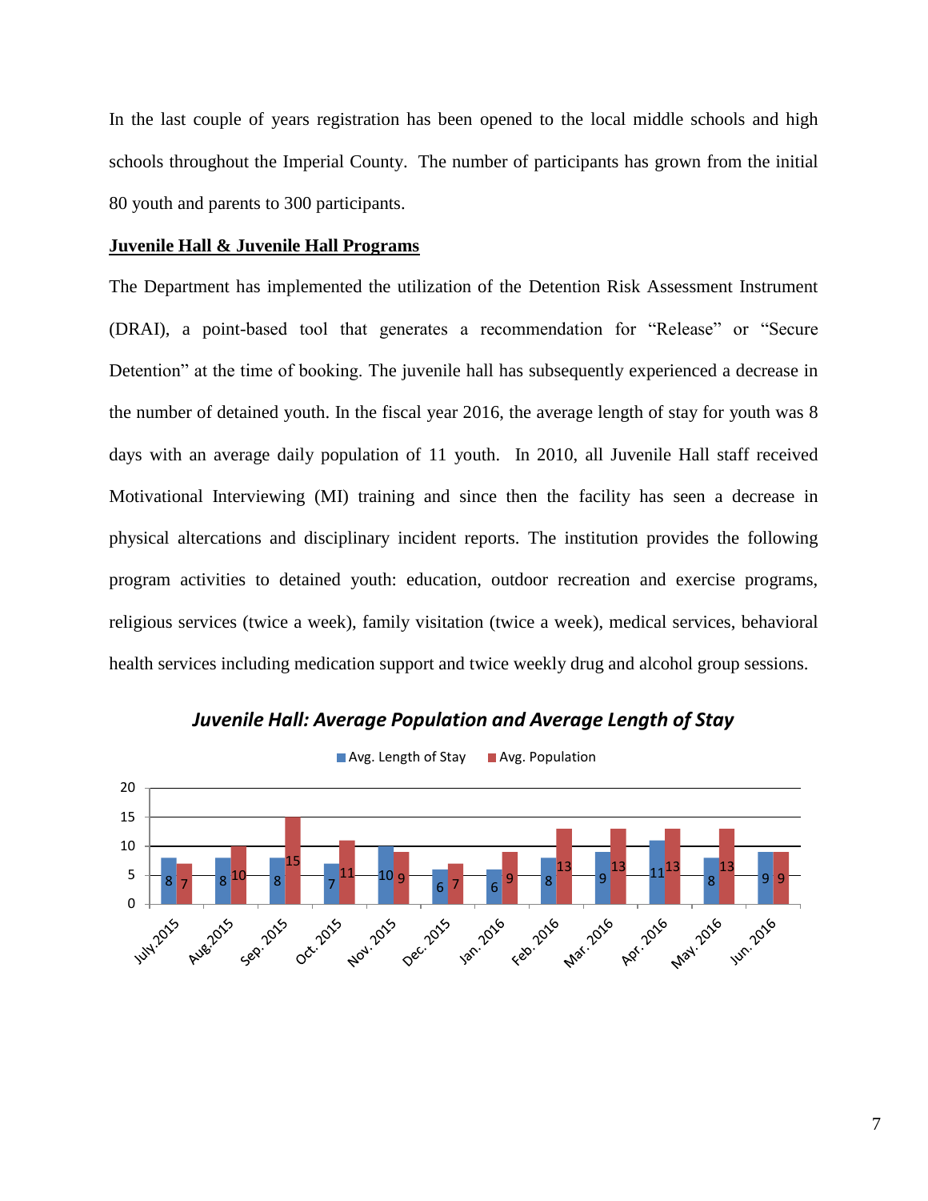In the last couple of years registration has been opened to the local middle schools and high schools throughout the Imperial County. The number of participants has grown from the initial 80 youth and parents to 300 participants.

**Juvenile Hall & Juvenile Hall Programs**

The Department has implemented the utilization of the Detention Risk Assessment Instrument (DRAI), a point-based tool that generates a recommendation for "Release" or "Secure Detention" at the time of booking. The juvenile hall has subsequently experienced a decrease in the number of detained youth. In the fiscal year 2016, the average length of stay for youth was 8 days with an average daily population of 11 youth. In 2010, all Juvenile Hall staff received Motivational Interviewing (MI) training and since then the facility has seen a decrease in physical altercations and disciplinary incident reports. The institution provides the following program activities to detained youth: education, outdoor recreation and exercise programs, religious services (twice a week), family visitation (twice a week), medical services, behavioral health services including medication support and twice weekly drug and alcohol group sessions.

***Juvenile Hall: Average Population and Average Length of Stay***

| Month | Avg. Length of Stay | Avg. Population |
| --- | --- | --- |
| July.2015 | 8 | 7 |
| Aug.2015 | 8 | 10 |
| Sep. 2015 | 8 | 15 |
| Oct. 2015 | 7 | 11 |
| Nov. 2015 | 10 | 9 |
| Dec. 2015 | 6 | 7 |
| Jan. 2016 | 6 | 9 |
| Feb. 2016 | 8 | 13 |
| Mar. 2016 | 9 | 13 |
| Apr. 2016 | 11 | 13 |
| May. 2016 | 8 | 13 |
| Jun. 2016 | 9 | 9 |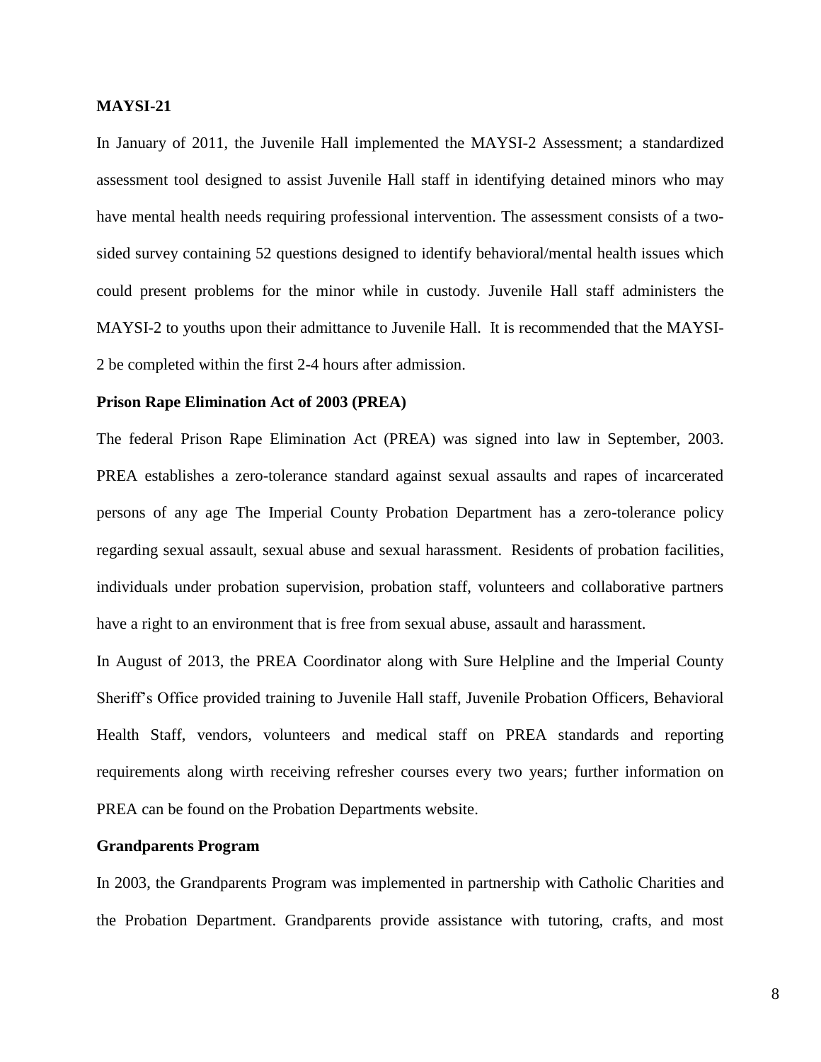**MAYSI-21**

In January of 2011, the Juvenile Hall implemented the MAYSI-2 Assessment; a standardized assessment tool designed to assist Juvenile Hall staff in identifying detained minors who may have mental health needs requiring professional intervention. The assessment consists of a two-sided survey containing 52 questions designed to identify behavioral/mental health issues which could present problems for the minor while in custody. Juvenile Hall staff administers the MAYSI-2 to youths upon their admittance to Juvenile Hall. It is recommended that the MAYSI-2 be completed within the first 2-4 hours after admission.

**Prison Rape Elimination Act of 2003 (PREA)**

The federal Prison Rape Elimination Act (PREA) was signed into law in September, 2003. PREA establishes a zero-tolerance standard against sexual assaults and rapes of incarcerated persons of any age The Imperial County Probation Department has a zero-tolerance policy regarding sexual assault, sexual abuse and sexual harassment. Residents of probation facilities, individuals under probation supervision, probation staff, volunteers and collaborative partners have a right to an environment that is free from sexual abuse, assault and harassment.

In August of 2013, the PREA Coordinator along with Sure Helpline and the Imperial County Sheriff's Office provided training to Juvenile Hall staff, Juvenile Probation Officers, Behavioral Health Staff, vendors, volunteers and medical staff on PREA standards and reporting requirements along wirth receiving refresher courses every two years; further information on PREA can be found on the Probation Departments website.

**Grandparents Program**

In 2003, the Grandparents Program was implemented in partnership with Catholic Charities and the Probation Department. Grandparents provide assistance with tutoring, crafts, and most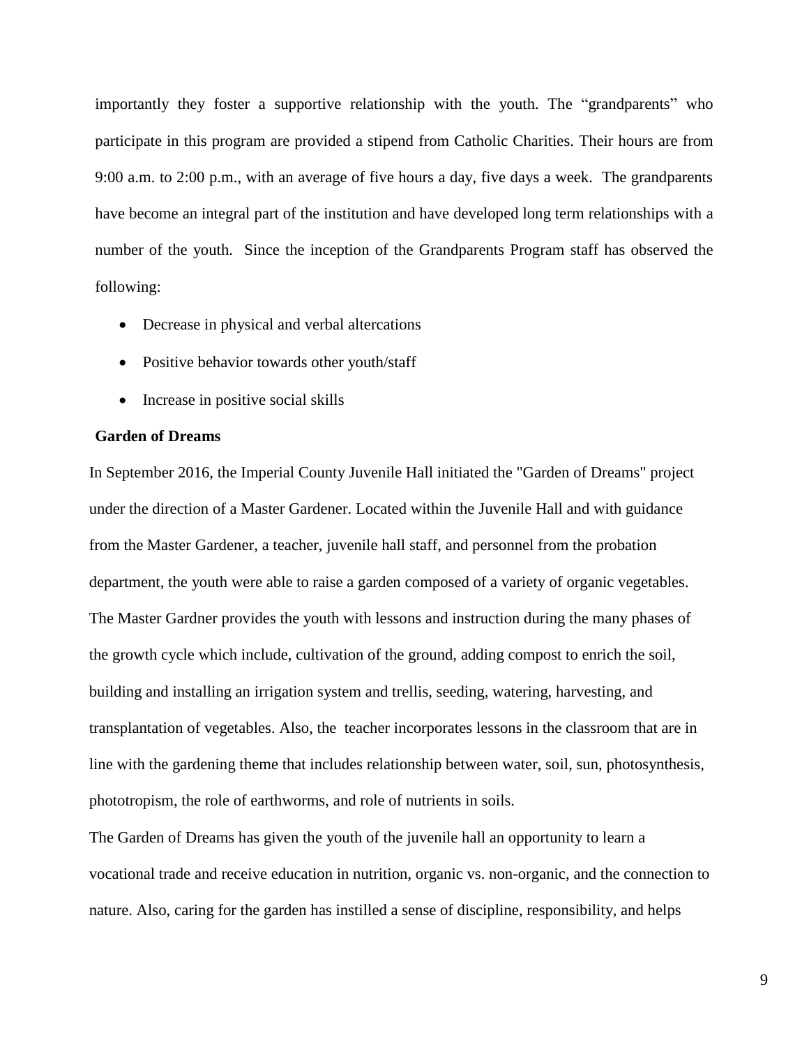importantly they foster a supportive relationship with the youth. The "grandparents" who participate in this program are provided a stipend from Catholic Charities. Their hours are from 9:00 a.m. to 2:00 p.m., with an average of five hours a day, five days a week. The grandparents have become an integral part of the institution and have developed long term relationships with a number of the youth. Since the inception of the Grandparents Program staff has observed the following:

- Decrease in physical and verbal altercations
- Positive behavior towards other youth/staff
- Increase in positive social skills

**Garden of Dreams**

In September 2016, the Imperial County Juvenile Hall initiated the "Garden of Dreams" project under the direction of a Master Gardener. Located within the Juvenile Hall and with guidance from the Master Gardener, a teacher, juvenile hall staff, and personnel from the probation department, the youth were able to raise a garden composed of a variety of organic vegetables. The Master Gardner provides the youth with lessons and instruction during the many phases of the growth cycle which include, cultivation of the ground, adding compost to enrich the soil, building and installing an irrigation system and trellis, seeding, watering, harvesting, and transplantation of vegetables. Also, the teacher incorporates lessons in the classroom that are in line with the gardening theme that includes relationship between water, soil, sun, photosynthesis, phototropism, the role of earthworms, and role of nutrients in soils.

The Garden of Dreams has given the youth of the juvenile hall an opportunity to learn a vocational trade and receive education in nutrition, organic vs. non-organic, and the connection to nature. Also, caring for the garden has instilled a sense of discipline, responsibility, and helps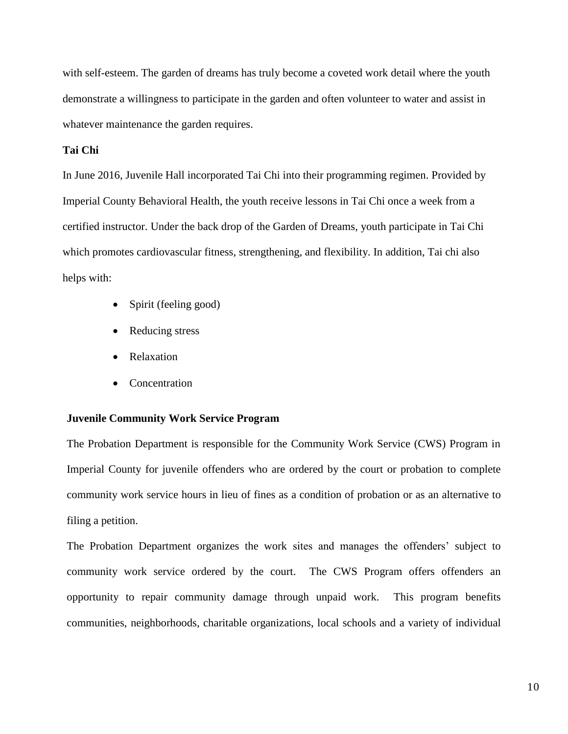with self-esteem. The garden of dreams has truly become a coveted work detail where the youth demonstrate a willingness to participate in the garden and often volunteer to water and assist in whatever maintenance the garden requires.

**Tai Chi**

In June 2016, Juvenile Hall incorporated Tai Chi into their programming regimen. Provided by Imperial County Behavioral Health, the youth receive lessons in Tai Chi once a week from a certified instructor. Under the back drop of the Garden of Dreams, youth participate in Tai Chi which promotes cardiovascular fitness, strengthening, and flexibility. In addition, Tai chi also helps with:

- Spirit (feeling good)
- Reducing stress
- Relaxation
- Concentration

**Juvenile Community Work Service Program**

The Probation Department is responsible for the Community Work Service (CWS) Program in Imperial County for juvenile offenders who are ordered by the court or probation to complete community work service hours in lieu of fines as a condition of probation or as an alternative to filing a petition.

The Probation Department organizes the work sites and manages the offenders' subject to community work service ordered by the court. The CWS Program offers offenders an opportunity to repair community damage through unpaid work. This program benefits communities, neighborhoods, charitable organizations, local schools and a variety of individual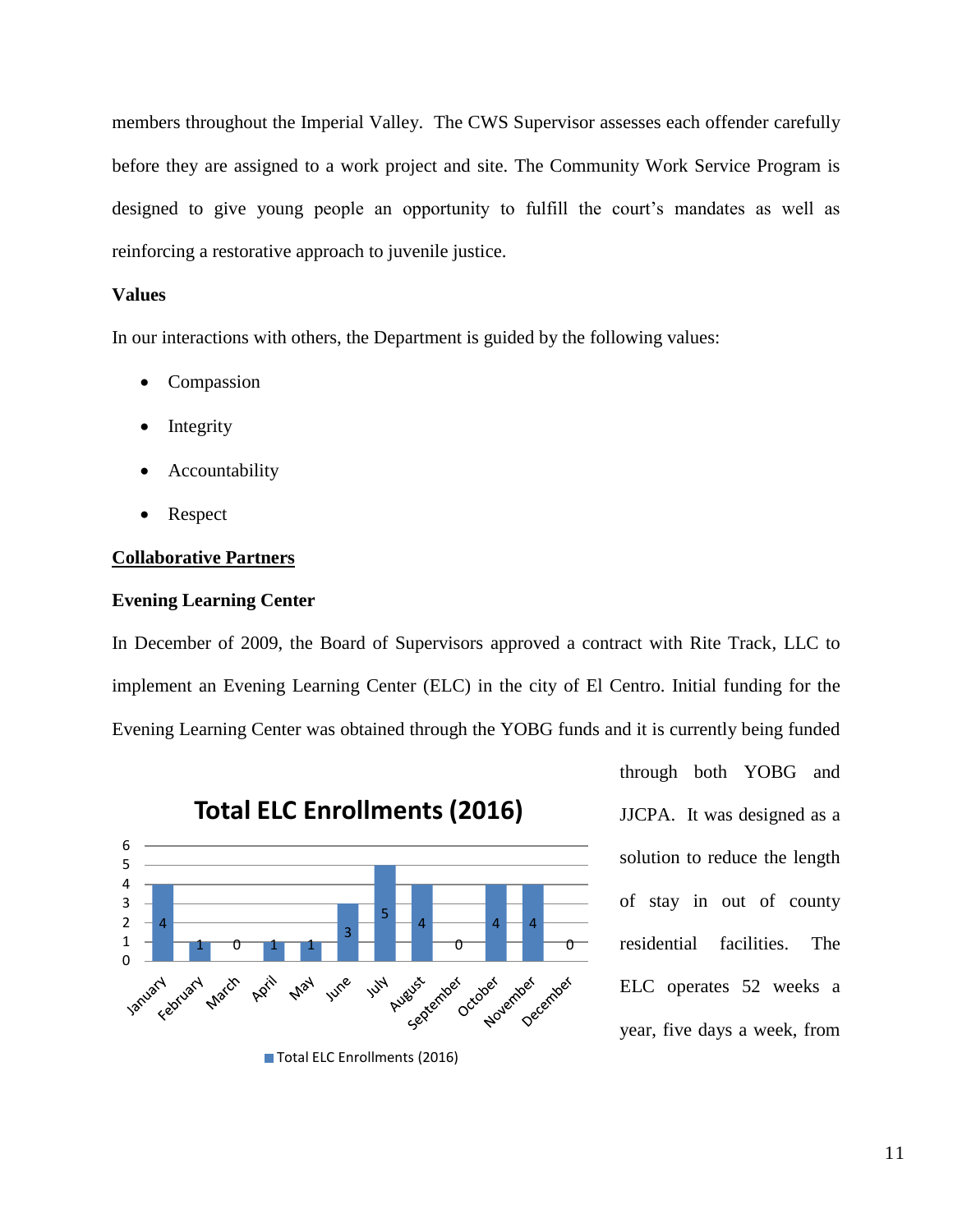members throughout the Imperial Valley. The CWS Supervisor assesses each offender carefully before they are assigned to a work project and site. The Community Work Service Program is designed to give young people an opportunity to fulfill the court's mandates as well as reinforcing a restorative approach to juvenile justice.

**Values**

In our interactions with others, the Department is guided by the following values:

- Compassion
- Integrity
- Accountability
- Respect

**Collaborative Partners**

**Evening Learning Center**

In December of 2009, the Board of Supervisors approved a contract with Rite Track, LLC to implement an Evening Learning Center (ELC) in the city of El Centro. Initial funding for the Evening Learning Center was obtained through the YOBG funds and it is currently being funded through both YOBG and JJCPA. It was designed as a solution to reduce the length of stay in out of county residential facilities. The ELC operates 52 weeks a year, five days a week, from

**Total ELC Enrollments (2016)**

| Month | Total ELC Enrollments (2016) |
| --- | --- |
| January | 4 |
| February | 1 |
| March | 0 |
| April | 1 |
| May | 1 |
| June | 3 |
| July | 5 |
| August | 4 |
| September | 0 |
| October | 4 |
| November | 4 |
| December | 0 |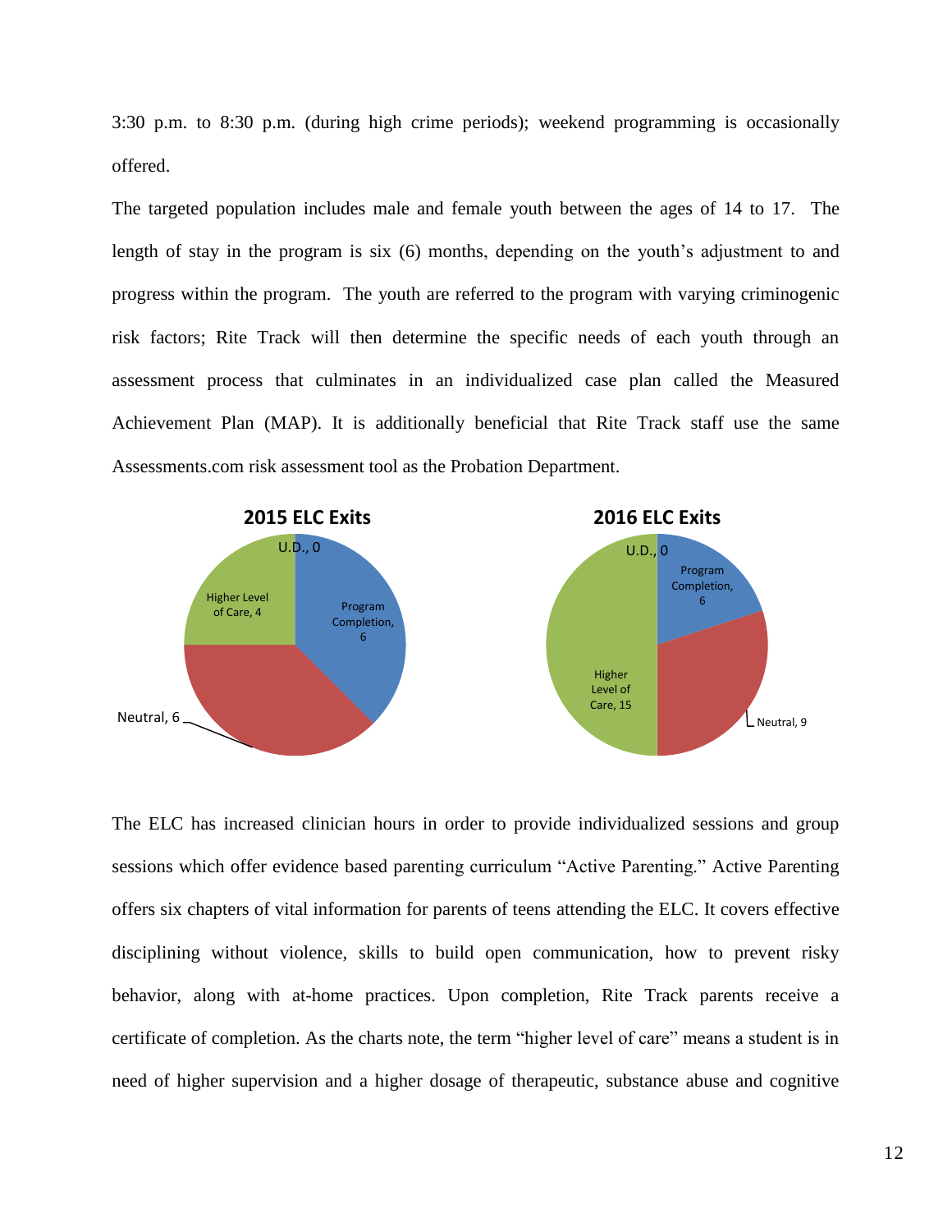3:30 p.m. to 8:30 p.m. (during high crime periods); weekend programming is occasionally offered.

The targeted population includes male and female youth between the ages of 14 to 17. The length of stay in the program is six (6) months, depending on the youth's adjustment to and progress within the program. The youth are referred to the program with varying criminogenic risk factors; Rite Track will then determine the specific needs of each youth through an assessment process that culminates in an individualized case plan called the Measured Achievement Plan (MAP). It is additionally beneficial that Rite Track staff use the same Assessments.com risk assessment tool as the Probation Department.

**2015 ELC Exits**

U.D., 0
Program Completion, 6
Neutral, 6
Higher Level of Care, 4

**2016 ELC Exits**

U.D., 0
Program Completion, 6
Neutral, 9
Higher Level of Care, 15

The ELC has increased clinician hours in order to provide individualized sessions and group sessions which offer evidence based parenting curriculum "Active Parenting." Active Parenting offers six chapters of vital information for parents of teens attending the ELC. It covers effective disciplining without violence, skills to build open communication, how to prevent risky behavior, along with at-home practices. Upon completion, Rite Track parents receive a certificate of completion. As the charts note, the term "higher level of care" means a student is in need of higher supervision and a higher dosage of therapeutic, substance abuse and cognitive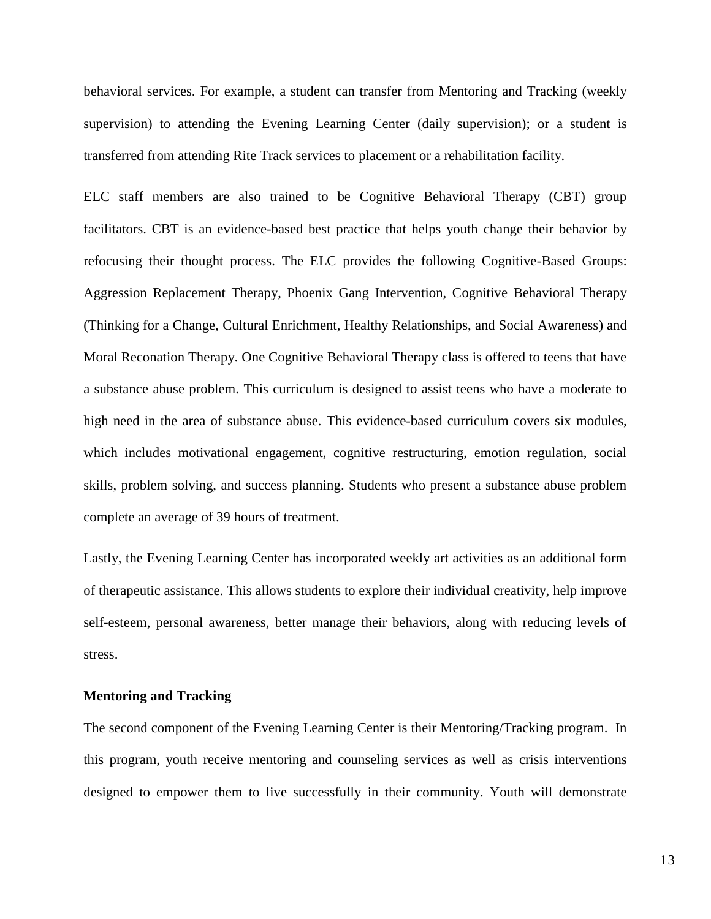behavioral services. For example, a student can transfer from Mentoring and Tracking (weekly supervision) to attending the Evening Learning Center (daily supervision); or a student is transferred from attending Rite Track services to placement or a rehabilitation facility.

ELC staff members are also trained to be Cognitive Behavioral Therapy (CBT) group facilitators. CBT is an evidence-based best practice that helps youth change their behavior by refocusing their thought process. The ELC provides the following Cognitive-Based Groups: Aggression Replacement Therapy, Phoenix Gang Intervention, Cognitive Behavioral Therapy (Thinking for a Change, Cultural Enrichment, Healthy Relationships, and Social Awareness) and Moral Reconation Therapy. One Cognitive Behavioral Therapy class is offered to teens that have a substance abuse problem. This curriculum is designed to assist teens who have a moderate to high need in the area of substance abuse. This evidence-based curriculum covers six modules, which includes motivational engagement, cognitive restructuring, emotion regulation, social skills, problem solving, and success planning. Students who present a substance abuse problem complete an average of 39 hours of treatment.

Lastly, the Evening Learning Center has incorporated weekly art activities as an additional form of therapeutic assistance. This allows students to explore their individual creativity, help improve self-esteem, personal awareness, better manage their behaviors, along with reducing levels of stress.

**Mentoring and Tracking**

The second component of the Evening Learning Center is their Mentoring/Tracking program. In this program, youth receive mentoring and counseling services as well as crisis interventions designed to empower them to live successfully in their community. Youth will demonstrate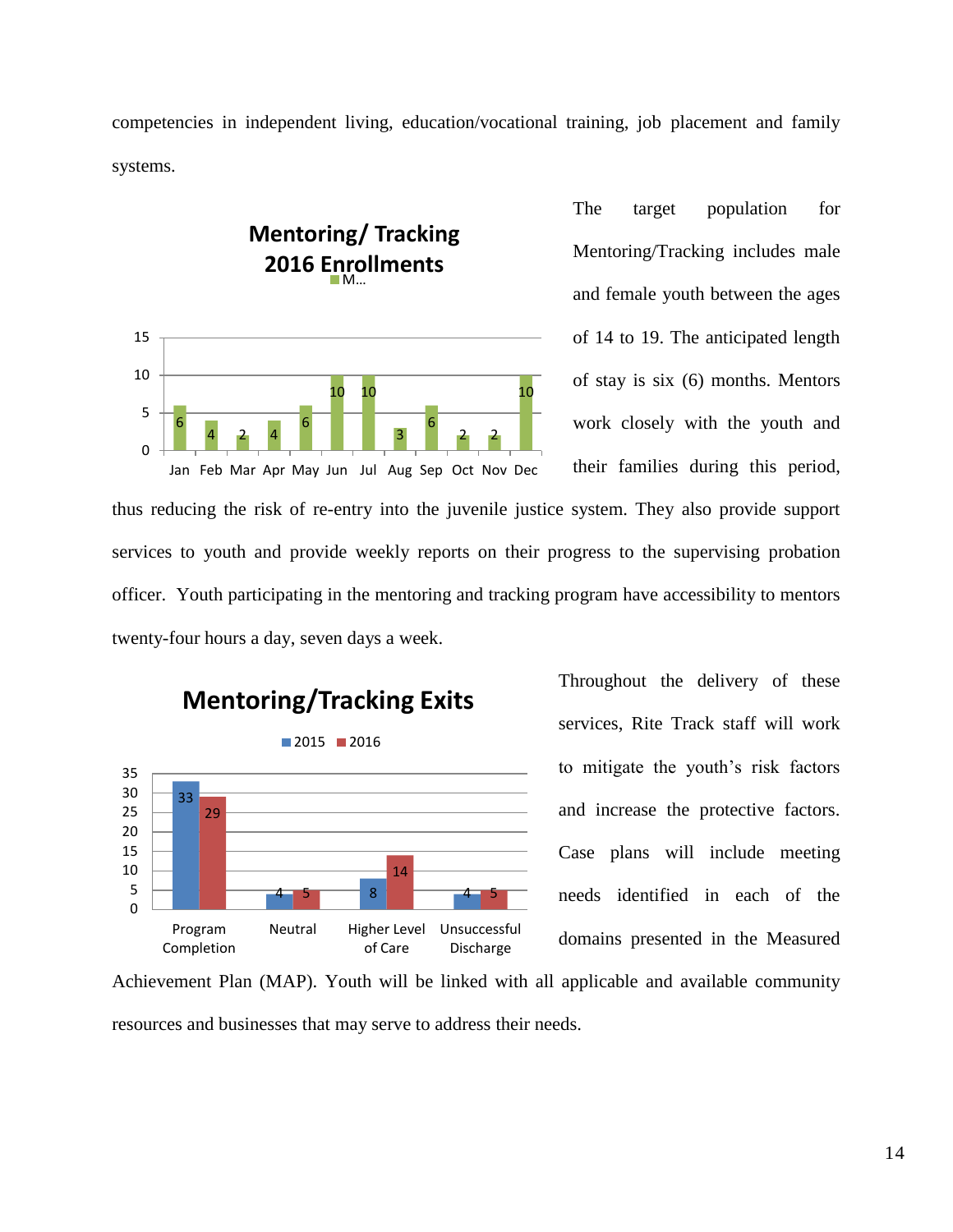competencies in independent living, education/vocational training, job placement and family systems.

**Mentoring/ Tracking 2016 Enrollments**

| Month | Jan | Feb | Mar | Apr | May | Jun | Jul | Aug | Sep | Oct | Nov | Dec |
|---|---|---|---|---|---|---|---|---|---|---|---|---|
| Enrollments | 6 | 4 | 2 | 4 | 6 | 10 | 10 | 3 | 6 | 2 | 2 | 10 |

The target population for Mentoring/Tracking includes male and female youth between the ages of 14 to 19. The anticipated length of stay is six (6) months. Mentors work closely with the youth and their families during this period, thus reducing the risk of re-entry into the juvenile justice system. They also provide support services to youth and provide weekly reports on their progress to the supervising probation officer. Youth participating in the mentoring and tracking program have accessibility to mentors twenty-four hours a day, seven days a week.

**Mentoring/Tracking Exits**

| | Program Completion | Neutral | Higher Level of Care | Unsuccessful Discharge |
|---|---|---|---|---|
| 2015 | 33 | 4 | 8 | 4 |
| 2016 | 29 | 5 | 14 | 5 |

Throughout the delivery of these services, Rite Track staff will work to mitigate the youth's risk factors and increase the protective factors. Case plans will include meeting needs identified in each of the domains presented in the Measured Achievement Plan (MAP). Youth will be linked with all applicable and available community resources and businesses that may serve to address their needs.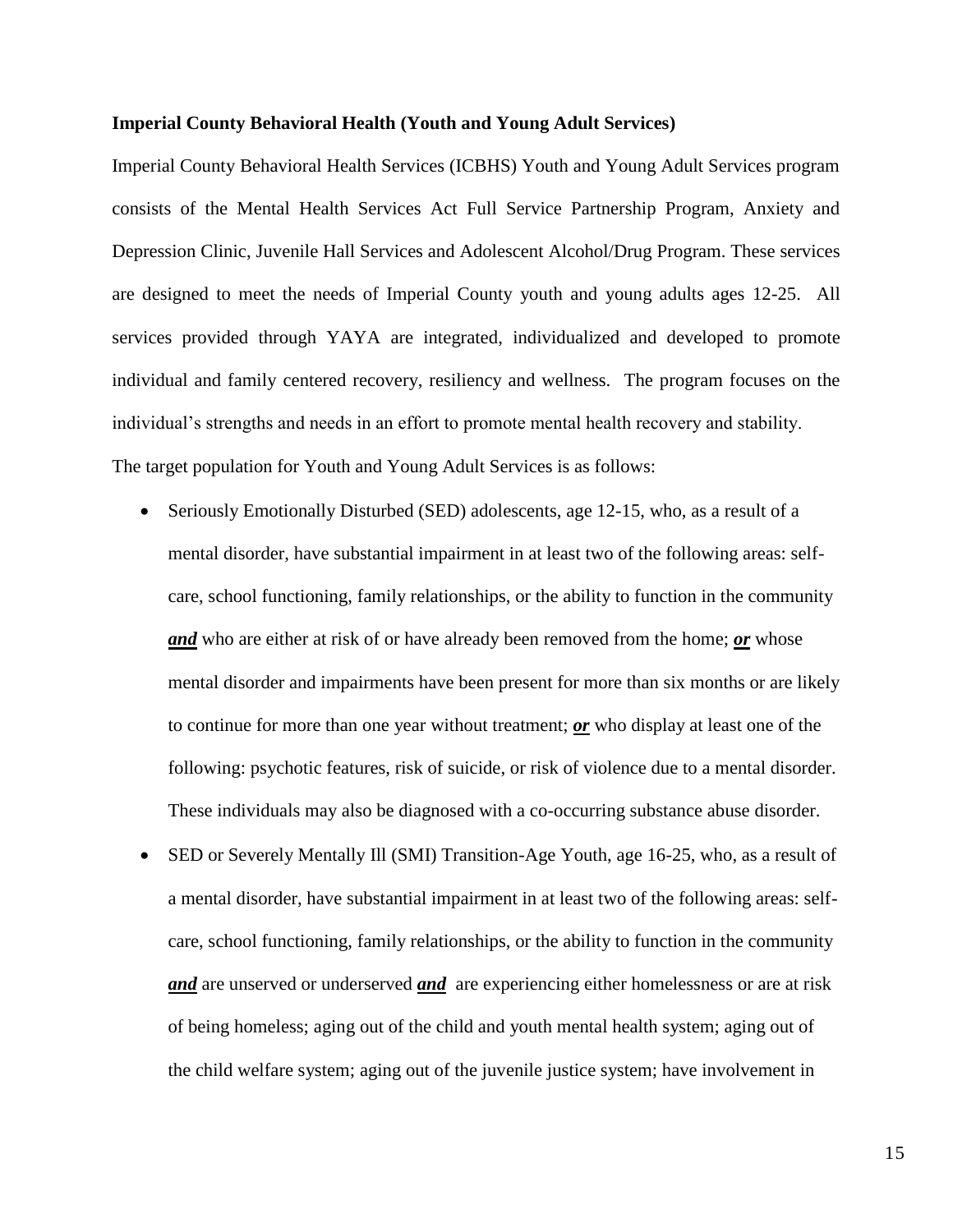**Imperial County Behavioral Health (Youth and Young Adult Services)**

Imperial County Behavioral Health Services (ICBHS) Youth and Young Adult Services program consists of the Mental Health Services Act Full Service Partnership Program, Anxiety and Depression Clinic, Juvenile Hall Services and Adolescent Alcohol/Drug Program. These services are designed to meet the needs of Imperial County youth and young adults ages 12-25. All services provided through YAYA are integrated, individualized and developed to promote individual and family centered recovery, resiliency and wellness. The program focuses on the individual's strengths and needs in an effort to promote mental health recovery and stability.

The target population for Youth and Young Adult Services is as follows:

- Seriously Emotionally Disturbed (SED) adolescents, age 12-15, who, as a result of a mental disorder, have substantial impairment in at least two of the following areas: self-care, school functioning, family relationships, or the ability to function in the community ***and*** who are either at risk of or have already been removed from the home; ***or*** whose mental disorder and impairments have been present for more than six months or are likely to continue for more than one year without treatment; ***or*** who display at least one of the following: psychotic features, risk of suicide, or risk of violence due to a mental disorder. These individuals may also be diagnosed with a co-occurring substance abuse disorder.
- SED or Severely Mentally Ill (SMI) Transition-Age Youth, age 16-25, who, as a result of a mental disorder, have substantial impairment in at least two of the following areas: self-care, school functioning, family relationships, or the ability to function in the community ***and*** are unserved or underserved ***and*** are experiencing either homelessness or are at risk of being homeless; aging out of the child and youth mental health system; aging out of the child welfare system; aging out of the juvenile justice system; have involvement in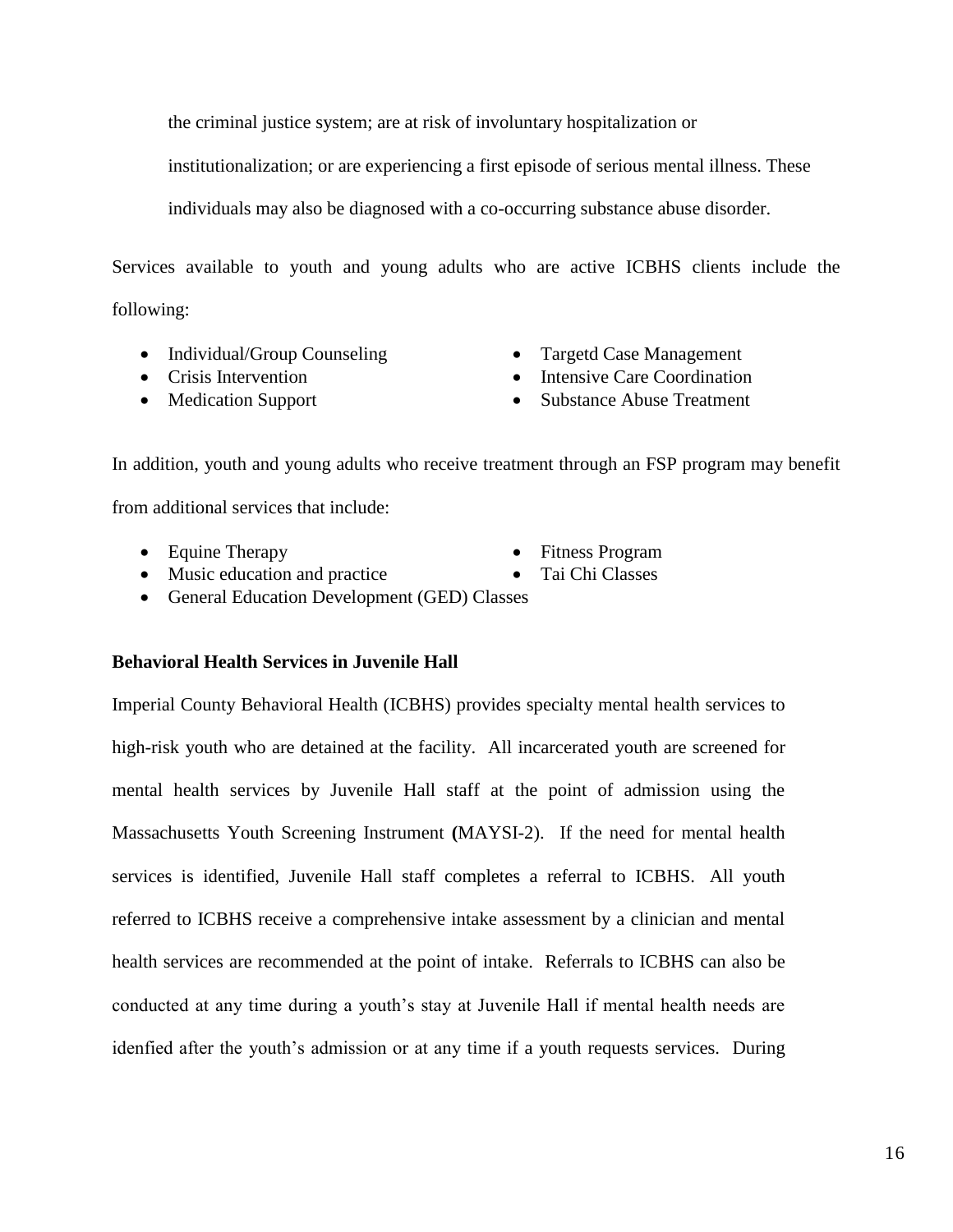the criminal justice system; are at risk of involuntary hospitalization or institutionalization; or are experiencing a first episode of serious mental illness. These individuals may also be diagnosed with a co-occurring substance abuse disorder.

Services available to youth and young adults who are active ICBHS clients include the following:

- Individual/Group Counseling
- Crisis Intervention
- Medication Support
- Targetd Case Management
- Intensive Care Coordination
- Substance Abuse Treatment

In addition, youth and young adults who receive treatment through an FSP program may benefit from additional services that include:

- Equine Therapy
- Music education and practice
- Fitness Program
- Tai Chi Classes
- General Education Development (GED) Classes

**Behavioral Health Services in Juvenile Hall**

Imperial County Behavioral Health (ICBHS) provides specialty mental health services to high-risk youth who are detained at the facility. All incarcerated youth are screened for mental health services by Juvenile Hall staff at the point of admission using the Massachusetts Youth Screening Instrument **(**MAYSI-2). If the need for mental health services is identified, Juvenile Hall staff completes a referral to ICBHS. All youth referred to ICBHS receive a comprehensive intake assessment by a clinician and mental health services are recommended at the point of intake. Referrals to ICBHS can also be conducted at any time during a youth's stay at Juvenile Hall if mental health needs are idenfied after the youth's admission or at any time if a youth requests services. During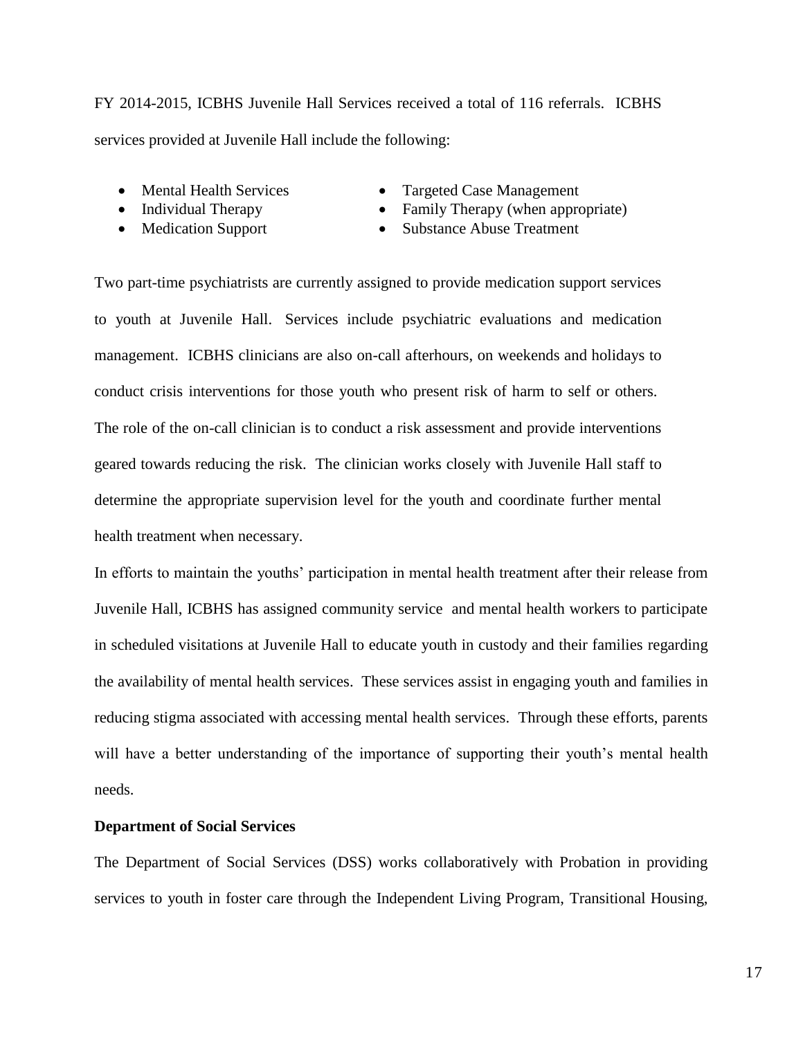FY 2014-2015, ICBHS Juvenile Hall Services received a total of 116 referrals. ICBHS services provided at Juvenile Hall include the following:

- Mental Health Services
- Individual Therapy
- Medication Support
- Targeted Case Management
- Family Therapy (when appropriate)
- Substance Abuse Treatment

Two part-time psychiatrists are currently assigned to provide medication support services to youth at Juvenile Hall. Services include psychiatric evaluations and medication management. ICBHS clinicians are also on-call afterhours, on weekends and holidays to conduct crisis interventions for those youth who present risk of harm to self or others. The role of the on-call clinician is to conduct a risk assessment and provide interventions geared towards reducing the risk. The clinician works closely with Juvenile Hall staff to determine the appropriate supervision level for the youth and coordinate further mental health treatment when necessary.

In efforts to maintain the youths' participation in mental health treatment after their release from Juvenile Hall, ICBHS has assigned community service and mental health workers to participate in scheduled visitations at Juvenile Hall to educate youth in custody and their families regarding the availability of mental health services. These services assist in engaging youth and families in reducing stigma associated with accessing mental health services. Through these efforts, parents will have a better understanding of the importance of supporting their youth's mental health needs.

**Department of Social Services**

The Department of Social Services (DSS) works collaboratively with Probation in providing services to youth in foster care through the Independent Living Program, Transitional Housing,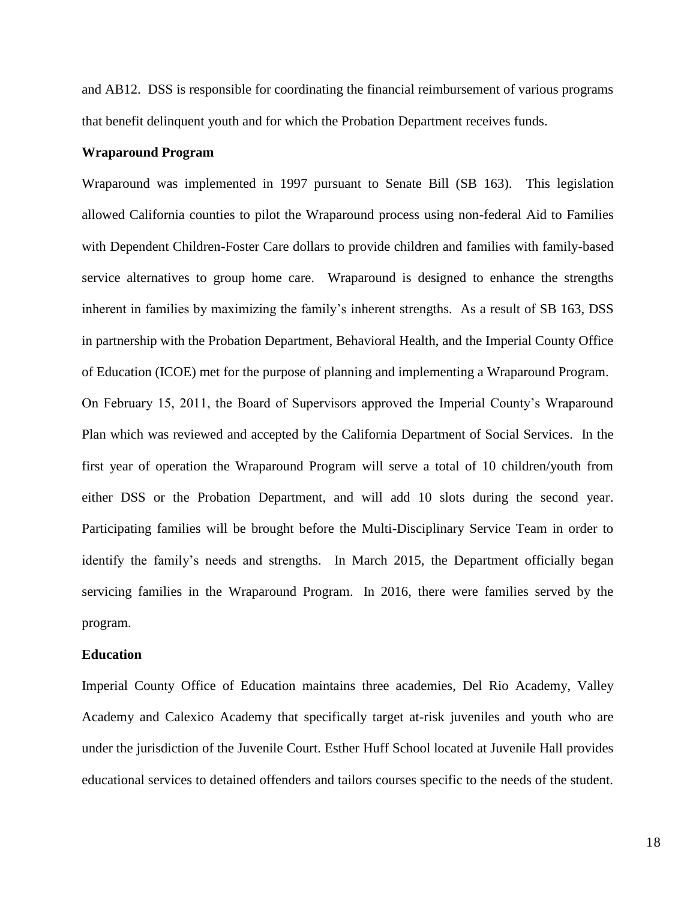and AB12. DSS is responsible for coordinating the financial reimbursement of various programs that benefit delinquent youth and for which the Probation Department receives funds.

**Wraparound Program**

Wraparound was implemented in 1997 pursuant to Senate Bill (SB 163). This legislation allowed California counties to pilot the Wraparound process using non-federal Aid to Families with Dependent Children-Foster Care dollars to provide children and families with family-based service alternatives to group home care. Wraparound is designed to enhance the strengths inherent in families by maximizing the family's inherent strengths. As a result of SB 163, DSS in partnership with the Probation Department, Behavioral Health, and the Imperial County Office of Education (ICOE) met for the purpose of planning and implementing a Wraparound Program. On February 15, 2011, the Board of Supervisors approved the Imperial County's Wraparound Plan which was reviewed and accepted by the California Department of Social Services. In the first year of operation the Wraparound Program will serve a total of 10 children/youth from either DSS or the Probation Department, and will add 10 slots during the second year. Participating families will be brought before the Multi-Disciplinary Service Team in order to identify the family's needs and strengths. In March 2015, the Department officially began servicing families in the Wraparound Program. In 2016, there were families served by the program.

**Education**

Imperial County Office of Education maintains three academies, Del Rio Academy, Valley Academy and Calexico Academy that specifically target at-risk juveniles and youth who are under the jurisdiction of the Juvenile Court. Esther Huff School located at Juvenile Hall provides educational services to detained offenders and tailors courses specific to the needs of the student.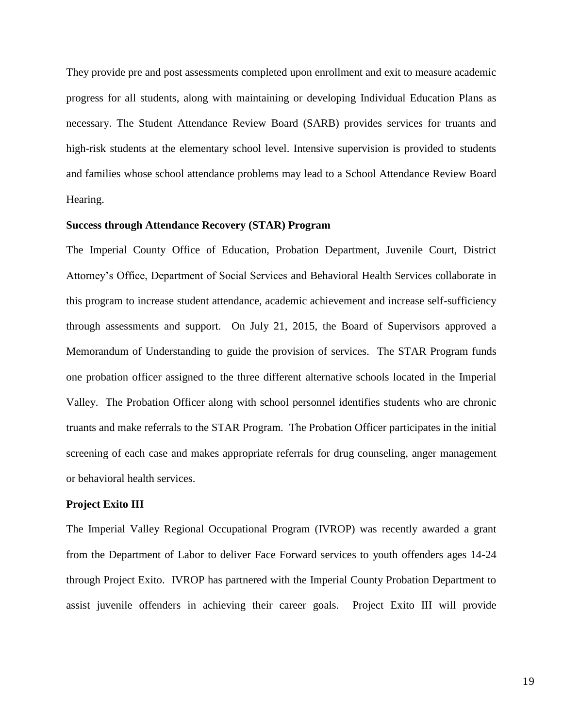They provide pre and post assessments completed upon enrollment and exit to measure academic progress for all students, along with maintaining or developing Individual Education Plans as necessary. The Student Attendance Review Board (SARB) provides services for truants and high-risk students at the elementary school level. Intensive supervision is provided to students and families whose school attendance problems may lead to a School Attendance Review Board Hearing.

**Success through Attendance Recovery (STAR) Program**

The Imperial County Office of Education, Probation Department, Juvenile Court, District Attorney's Office, Department of Social Services and Behavioral Health Services collaborate in this program to increase student attendance, academic achievement and increase self-sufficiency through assessments and support. On July 21, 2015, the Board of Supervisors approved a Memorandum of Understanding to guide the provision of services. The STAR Program funds one probation officer assigned to the three different alternative schools located in the Imperial Valley. The Probation Officer along with school personnel identifies students who are chronic truants and make referrals to the STAR Program. The Probation Officer participates in the initial screening of each case and makes appropriate referrals for drug counseling, anger management or behavioral health services.

**Project Exito III**

The Imperial Valley Regional Occupational Program (IVROP) was recently awarded a grant from the Department of Labor to deliver Face Forward services to youth offenders ages 14-24 through Project Exito. IVROP has partnered with the Imperial County Probation Department to assist juvenile offenders in achieving their career goals. Project Exito III will provide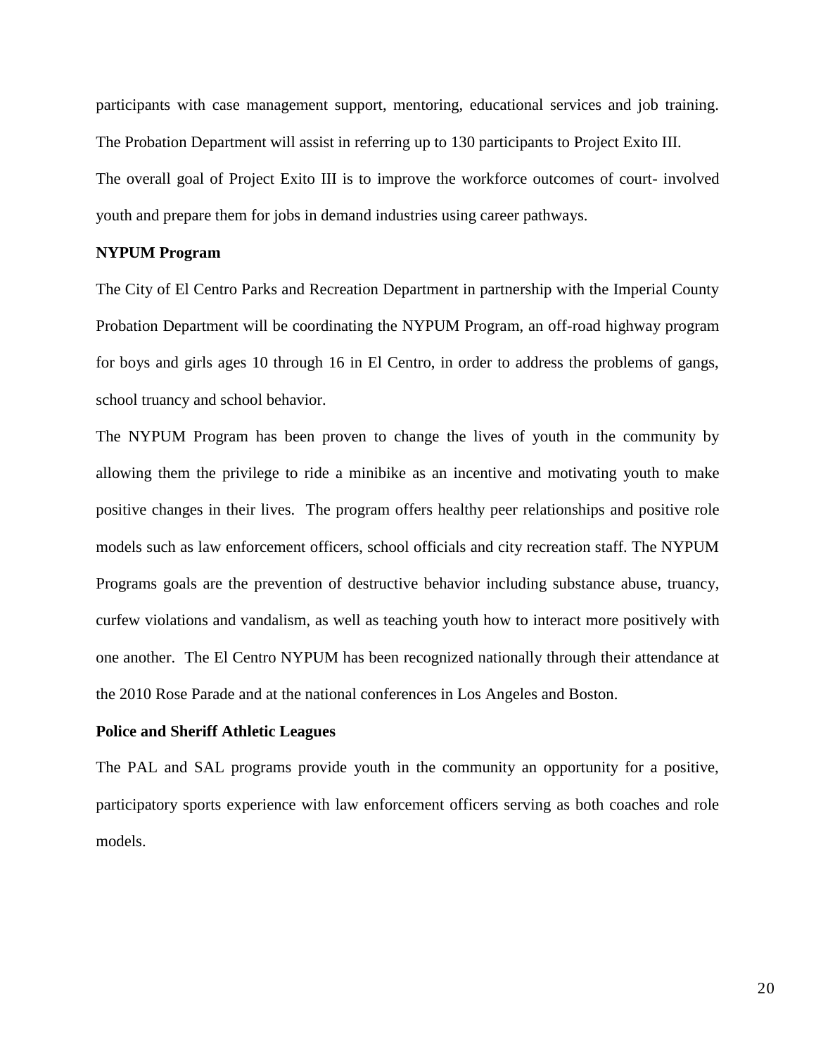participants with case management support, mentoring, educational services and job training. The Probation Department will assist in referring up to 130 participants to Project Exito III.

The overall goal of Project Exito III is to improve the workforce outcomes of court- involved youth and prepare them for jobs in demand industries using career pathways.

**NYPUM Program**

The City of El Centro Parks and Recreation Department in partnership with the Imperial County Probation Department will be coordinating the NYPUM Program, an off-road highway program for boys and girls ages 10 through 16 in El Centro, in order to address the problems of gangs, school truancy and school behavior.

The NYPUM Program has been proven to change the lives of youth in the community by allowing them the privilege to ride a minibike as an incentive and motivating youth to make positive changes in their lives. The program offers healthy peer relationships and positive role models such as law enforcement officers, school officials and city recreation staff. The NYPUM Programs goals are the prevention of destructive behavior including substance abuse, truancy, curfew violations and vandalism, as well as teaching youth how to interact more positively with one another. The El Centro NYPUM has been recognized nationally through their attendance at the 2010 Rose Parade and at the national conferences in Los Angeles and Boston.

**Police and Sheriff Athletic Leagues**

The PAL and SAL programs provide youth in the community an opportunity for a positive, participatory sports experience with law enforcement officers serving as both coaches and role models.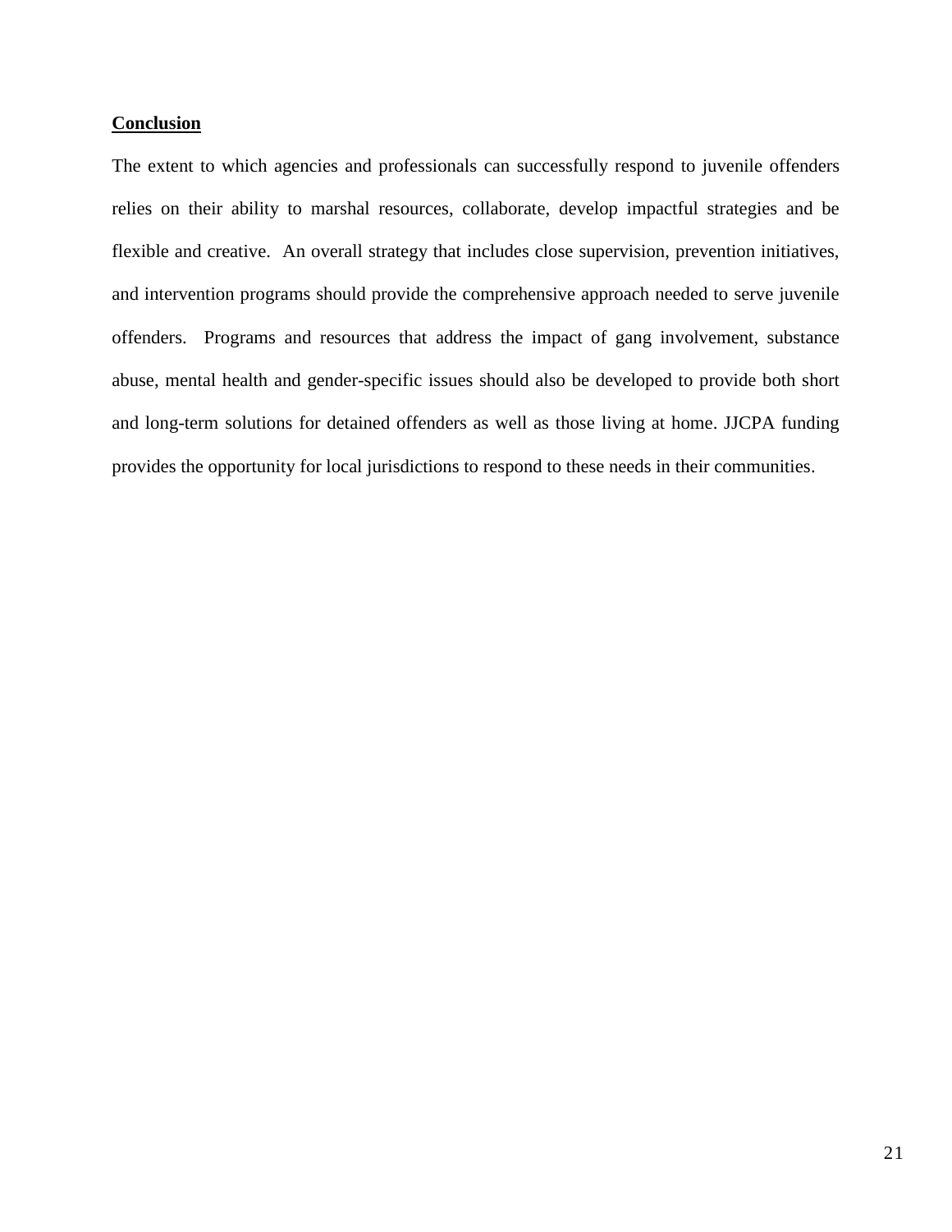## Conclusion

The extent to which agencies and professionals can successfully respond to juvenile offenders relies on their ability to marshal resources, collaborate, develop impactful strategies and be flexible and creative. An overall strategy that includes close supervision, prevention initiatives, and intervention programs should provide the comprehensive approach needed to serve juvenile offenders. Programs and resources that address the impact of gang involvement, substance abuse, mental health and gender-specific issues should also be developed to provide both short and long-term solutions for detained offenders as well as those living at home. JJCPA funding provides the opportunity for local jurisdictions to respond to these needs in their communities.